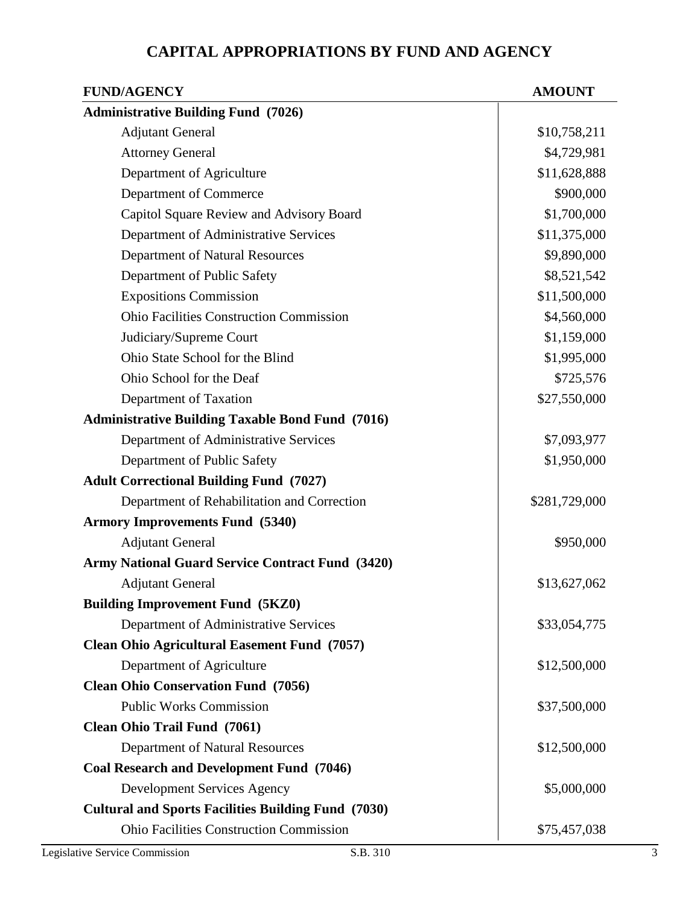# CAPITAL APPROPRIATIONS BY FUND AND AGENCY

| FUND/AGENCY | AMOUNT |
|---|---|
| **Administrative Building Fund (7026)** | |
| Adjutant General | \$10,758,211 |
| Attorney General | \$4,729,981 |
| Department of Agriculture | \$11,628,888 |
| Department of Commerce | \$900,000 |
| Capitol Square Review and Advisory Board | \$1,700,000 |
| Department of Administrative Services | \$11,375,000 |
| Department of Natural Resources | \$9,890,000 |
| Department of Public Safety | \$8,521,542 |
| Expositions Commission | \$11,500,000 |
| Ohio Facilities Construction Commission | \$4,560,000 |
| Judiciary/Supreme Court | \$1,159,000 |
| Ohio State School for the Blind | \$1,995,000 |
| Ohio School for the Deaf | \$725,576 |
| Department of Taxation | \$27,550,000 |
| **Administrative Building Taxable Bond Fund (7016)** | |
| Department of Administrative Services | \$7,093,977 |
| Department of Public Safety | \$1,950,000 |
| **Adult Correctional Building Fund (7027)** | |
| Department of Rehabilitation and Correction | \$281,729,000 |
| **Armory Improvements Fund (5340)** | |
| Adjutant General | \$950,000 |
| **Army National Guard Service Contract Fund (3420)** | |
| Adjutant General | \$13,627,062 |
| **Building Improvement Fund (5KZ0)** | |
| Department of Administrative Services | \$33,054,775 |
| **Clean Ohio Agricultural Easement Fund (7057)** | |
| Department of Agriculture | \$12,500,000 |
| **Clean Ohio Conservation Fund (7056)** | |
| Public Works Commission | \$37,500,000 |
| **Clean Ohio Trail Fund (7061)** | |
| Department of Natural Resources | \$12,500,000 |
| **Coal Research and Development Fund (7046)** | |
| Development Services Agency | \$5,000,000 |
| **Cultural and Sports Facilities Building Fund (7030)** | |
| Ohio Facilities Construction Commission | \$75,457,038 |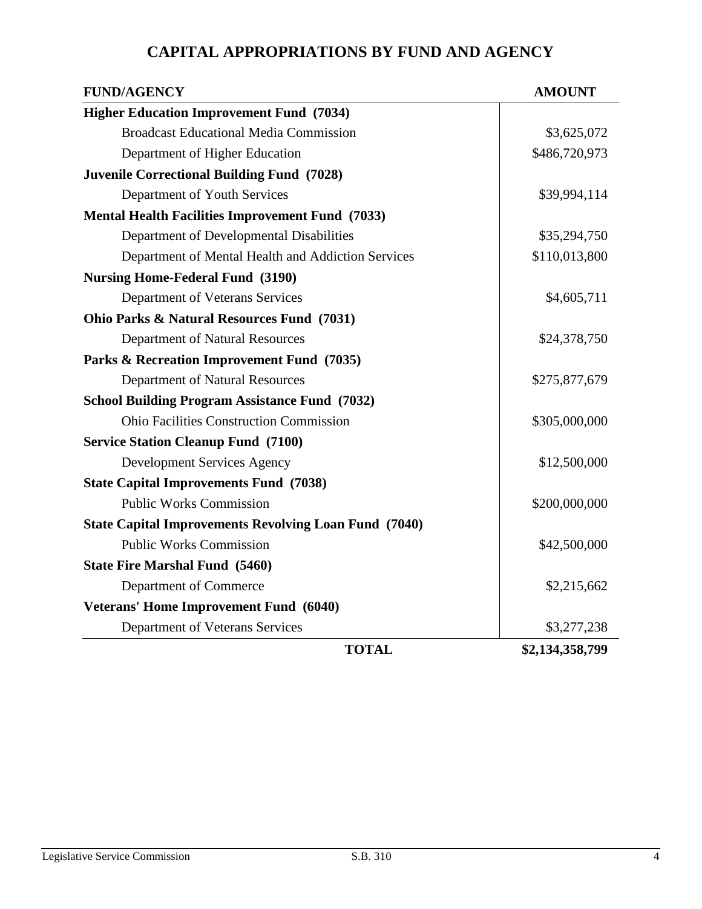## CAPITAL APPROPRIATIONS BY FUND AND AGENCY

| FUND/AGENCY | AMOUNT |
|---|---|
| **Higher Education Improvement Fund (7034)** | |
| Broadcast Educational Media Commission | $3,625,072 |
| Department of Higher Education | $486,720,973 |
| **Juvenile Correctional Building Fund (7028)** | |
| Department of Youth Services | $39,994,114 |
| **Mental Health Facilities Improvement Fund (7033)** | |
| Department of Developmental Disabilities | $35,294,750 |
| Department of Mental Health and Addiction Services | $110,013,800 |
| **Nursing Home-Federal Fund (3190)** | |
| Department of Veterans Services | $4,605,711 |
| **Ohio Parks & Natural Resources Fund (7031)** | |
| Department of Natural Resources | $24,378,750 |
| **Parks & Recreation Improvement Fund (7035)** | |
| Department of Natural Resources | $275,877,679 |
| **School Building Program Assistance Fund (7032)** | |
| Ohio Facilities Construction Commission | $305,000,000 |
| **Service Station Cleanup Fund (7100)** | |
| Development Services Agency | $12,500,000 |
| **State Capital Improvements Fund (7038)** | |
| Public Works Commission | $200,000,000 |
| **State Capital Improvements Revolving Loan Fund (7040)** | |
| Public Works Commission | $42,500,000 |
| **State Fire Marshal Fund (5460)** | |
| Department of Commerce | $2,215,662 |
| **Veterans' Home Improvement Fund (6040)** | |
| Department of Veterans Services | $3,277,238 |
| **TOTAL** | **$2,134,358,799** |